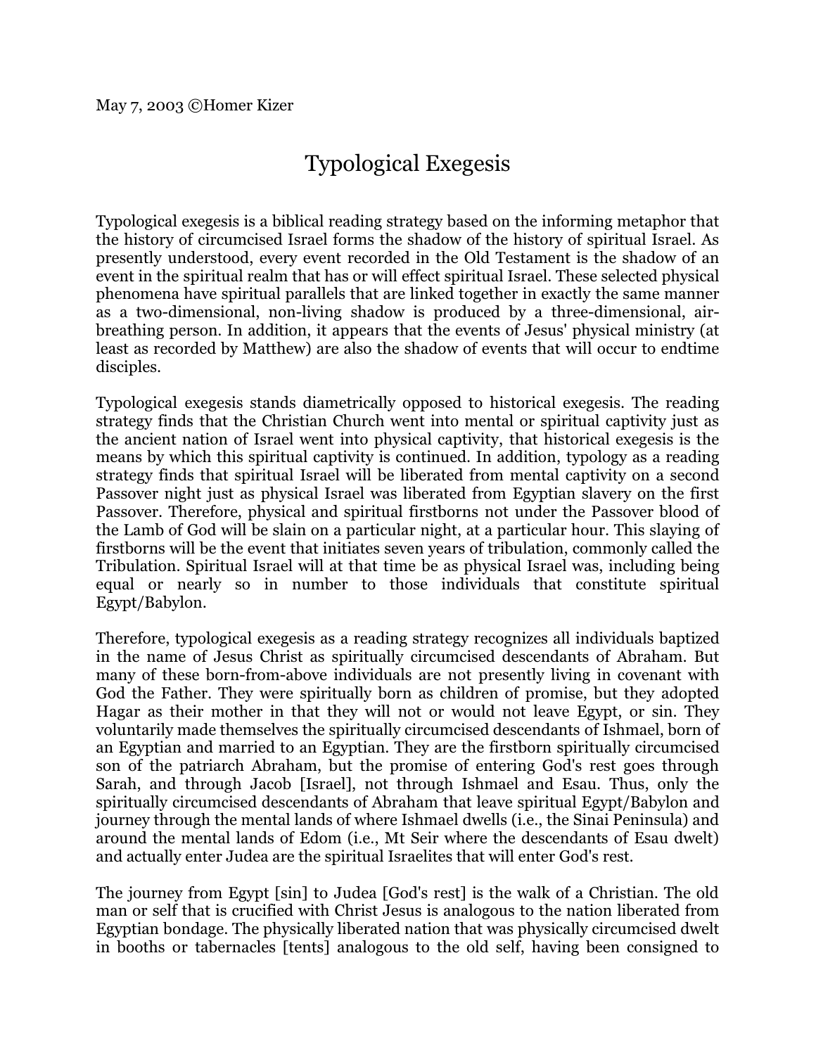May 7, 2003 ©Homer Kizer

# Typological Exegesis

Typological exegesis is a biblical reading strategy based on the informing metaphor that the history of circumcised Israel forms the shadow of the history of spiritual Israel. As presently understood, every event recorded in the Old Testament is the shadow of an event in the spiritual realm that has or will effect spiritual Israel. These selected physical phenomena have spiritual parallels that are linked together in exactly the same manner as a two-dimensional, non-living shadow is produced by a three-dimensional, air-breathing person. In addition, it appears that the events of Jesus' physical ministry (at least as recorded by Matthew) are also the shadow of events that will occur to endtime disciples.

Typological exegesis stands diametrically opposed to historical exegesis. The reading strategy finds that the Christian Church went into mental or spiritual captivity just as the ancient nation of Israel went into physical captivity, that historical exegesis is the means by which this spiritual captivity is continued. In addition, typology as a reading strategy finds that spiritual Israel will be liberated from mental captivity on a second Passover night just as physical Israel was liberated from Egyptian slavery on the first Passover. Therefore, physical and spiritual firstborns not under the Passover blood of the Lamb of God will be slain on a particular night, at a particular hour. This slaying of firstborns will be the event that initiates seven years of tribulation, commonly called the Tribulation. Spiritual Israel will at that time be as physical Israel was, including being equal or nearly so in number to those individuals that constitute spiritual Egypt/Babylon.

Therefore, typological exegesis as a reading strategy recognizes all individuals baptized in the name of Jesus Christ as spiritually circumcised descendants of Abraham. But many of these born-from-above individuals are not presently living in covenant with God the Father. They were spiritually born as children of promise, but they adopted Hagar as their mother in that they will not or would not leave Egypt, or sin. They voluntarily made themselves the spiritually circumcised descendants of Ishmael, born of an Egyptian and married to an Egyptian. They are the firstborn spiritually circumcised son of the patriarch Abraham, but the promise of entering God's rest goes through Sarah, and through Jacob [Israel], not through Ishmael and Esau. Thus, only the spiritually circumcised descendants of Abraham that leave spiritual Egypt/Babylon and journey through the mental lands of where Ishmael dwells (i.e., the Sinai Peninsula) and around the mental lands of Edom (i.e., Mt Seir where the descendants of Esau dwelt) and actually enter Judea are the spiritual Israelites that will enter God's rest.

The journey from Egypt [sin] to Judea [God's rest] is the walk of a Christian. The old man or self that is crucified with Christ Jesus is analogous to the nation liberated from Egyptian bondage. The physically liberated nation that was physically circumcised dwelt in booths or tabernacles [tents] analogous to the old self, having been consigned to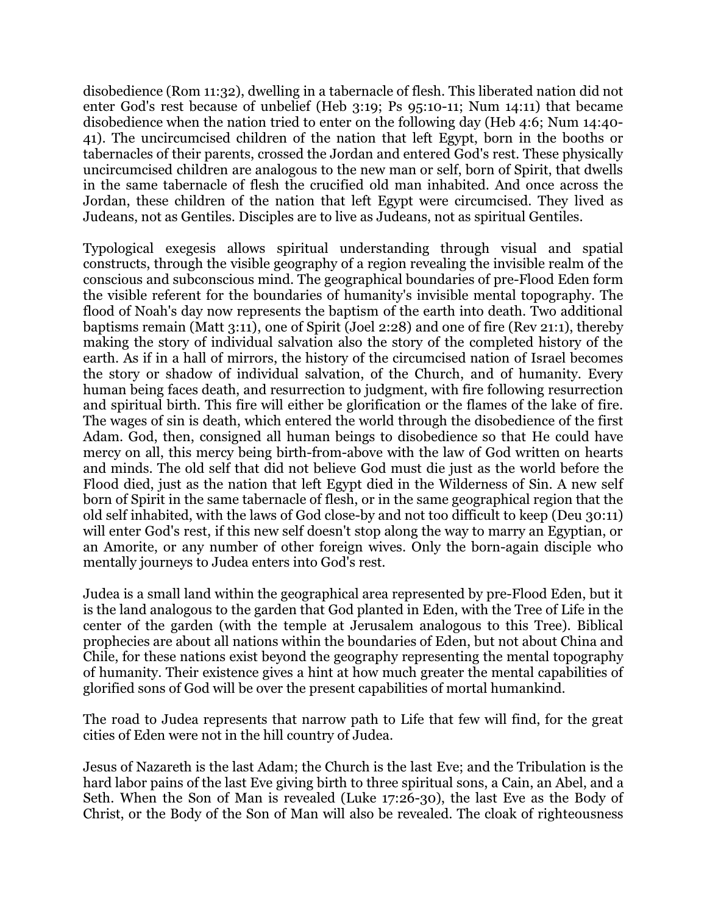disobedience (Rom 11:32), dwelling in a tabernacle of flesh. This liberated nation did not enter God's rest because of unbelief (Heb 3:19; Ps 95:10-11; Num 14:11) that became disobedience when the nation tried to enter on the following day (Heb 4:6; Num 14:40-41). The uncircumcised children of the nation that left Egypt, born in the booths or tabernacles of their parents, crossed the Jordan and entered God's rest. These physically uncircumcised children are analogous to the new man or self, born of Spirit, that dwells in the same tabernacle of flesh the crucified old man inhabited. And once across the Jordan, these children of the nation that left Egypt were circumcised. They lived as Judeans, not as Gentiles. Disciples are to live as Judeans, not as spiritual Gentiles.

Typological exegesis allows spiritual understanding through visual and spatial constructs, through the visible geography of a region revealing the invisible realm of the conscious and subconscious mind. The geographical boundaries of pre-Flood Eden form the visible referent for the boundaries of humanity's invisible mental topography. The flood of Noah's day now represents the baptism of the earth into death. Two additional baptisms remain (Matt 3:11), one of Spirit (Joel 2:28) and one of fire (Rev 21:1), thereby making the story of individual salvation also the story of the completed history of the earth. As if in a hall of mirrors, the history of the circumcised nation of Israel becomes the story or shadow of individual salvation, of the Church, and of humanity. Every human being faces death, and resurrection to judgment, with fire following resurrection and spiritual birth. This fire will either be glorification or the flames of the lake of fire. The wages of sin is death, which entered the world through the disobedience of the first Adam. God, then, consigned all human beings to disobedience so that He could have mercy on all, this mercy being birth-from-above with the law of God written on hearts and minds. The old self that did not believe God must die just as the world before the Flood died, just as the nation that left Egypt died in the Wilderness of Sin. A new self born of Spirit in the same tabernacle of flesh, or in the same geographical region that the old self inhabited, with the laws of God close-by and not too difficult to keep (Deu 30:11) will enter God's rest, if this new self doesn't stop along the way to marry an Egyptian, or an Amorite, or any number of other foreign wives. Only the born-again disciple who mentally journeys to Judea enters into God's rest.

Judea is a small land within the geographical area represented by pre-Flood Eden, but it is the land analogous to the garden that God planted in Eden, with the Tree of Life in the center of the garden (with the temple at Jerusalem analogous to this Tree). Biblical prophecies are about all nations within the boundaries of Eden, but not about China and Chile, for these nations exist beyond the geography representing the mental topography of humanity. Their existence gives a hint at how much greater the mental capabilities of glorified sons of God will be over the present capabilities of mortal humankind.

The road to Judea represents that narrow path to Life that few will find, for the great cities of Eden were not in the hill country of Judea.

Jesus of Nazareth is the last Adam; the Church is the last Eve; and the Tribulation is the hard labor pains of the last Eve giving birth to three spiritual sons, a Cain, an Abel, and a Seth. When the Son of Man is revealed (Luke 17:26-30), the last Eve as the Body of Christ, or the Body of the Son of Man will also be revealed. The cloak of righteousness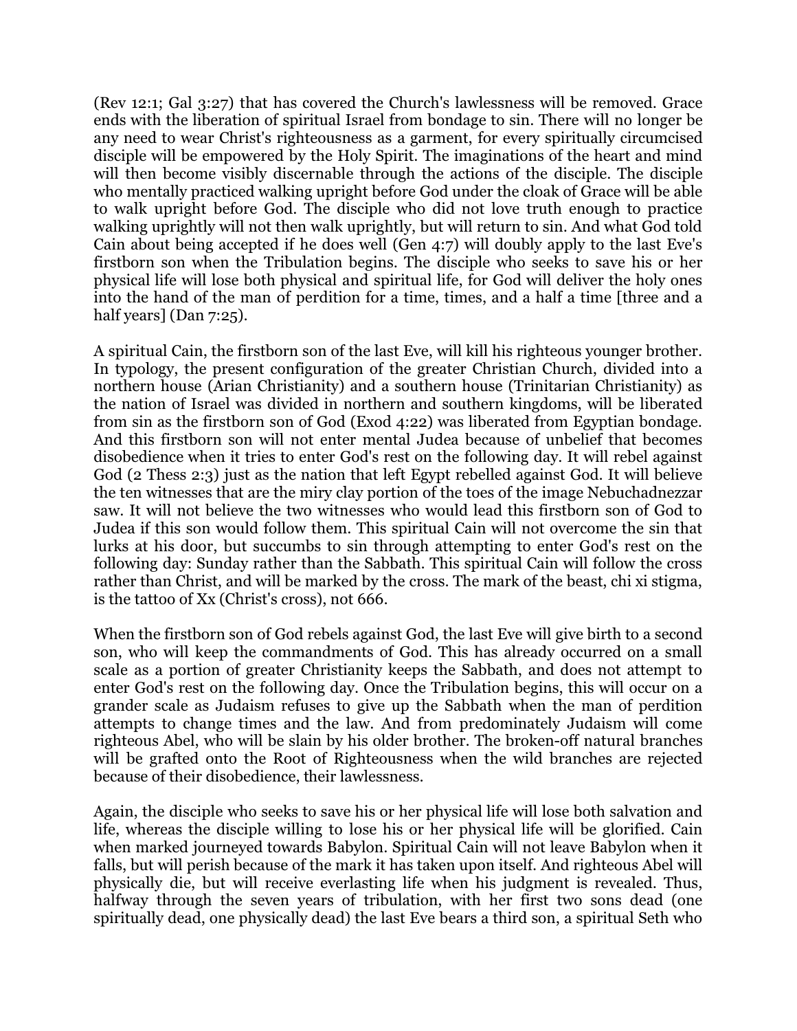(Rev 12:1; Gal 3:27) that has covered the Church's lawlessness will be removed. Grace ends with the liberation of spiritual Israel from bondage to sin. There will no longer be any need to wear Christ's righteousness as a garment, for every spiritually circumcised disciple will be empowered by the Holy Spirit. The imaginations of the heart and mind will then become visibly discernable through the actions of the disciple. The disciple who mentally practiced walking upright before God under the cloak of Grace will be able to walk upright before God. The disciple who did not love truth enough to practice walking uprightly will not then walk uprightly, but will return to sin. And what God told Cain about being accepted if he does well (Gen 4:7) will doubly apply to the last Eve's firstborn son when the Tribulation begins. The disciple who seeks to save his or her physical life will lose both physical and spiritual life, for God will deliver the holy ones into the hand of the man of perdition for a time, times, and a half a time [three and a half years] (Dan 7:25).

A spiritual Cain, the firstborn son of the last Eve, will kill his righteous younger brother. In typology, the present configuration of the greater Christian Church, divided into a northern house (Arian Christianity) and a southern house (Trinitarian Christianity) as the nation of Israel was divided in northern and southern kingdoms, will be liberated from sin as the firstborn son of God (Exod 4:22) was liberated from Egyptian bondage. And this firstborn son will not enter mental Judea because of unbelief that becomes disobedience when it tries to enter God's rest on the following day. It will rebel against God (2 Thess 2:3) just as the nation that left Egypt rebelled against God. It will believe the ten witnesses that are the miry clay portion of the toes of the image Nebuchadnezzar saw. It will not believe the two witnesses who would lead this firstborn son of God to Judea if this son would follow them. This spiritual Cain will not overcome the sin that lurks at his door, but succumbs to sin through attempting to enter God's rest on the following day: Sunday rather than the Sabbath. This spiritual Cain will follow the cross rather than Christ, and will be marked by the cross. The mark of the beast, chi xi stigma, is the tattoo of Xx (Christ's cross), not 666.

When the firstborn son of God rebels against God, the last Eve will give birth to a second son, who will keep the commandments of God. This has already occurred on a small scale as a portion of greater Christianity keeps the Sabbath, and does not attempt to enter God's rest on the following day. Once the Tribulation begins, this will occur on a grander scale as Judaism refuses to give up the Sabbath when the man of perdition attempts to change times and the law. And from predominately Judaism will come righteous Abel, who will be slain by his older brother. The broken-off natural branches will be grafted onto the Root of Righteousness when the wild branches are rejected because of their disobedience, their lawlessness.

Again, the disciple who seeks to save his or her physical life will lose both salvation and life, whereas the disciple willing to lose his or her physical life will be glorified. Cain when marked journeyed towards Babylon. Spiritual Cain will not leave Babylon when it falls, but will perish because of the mark it has taken upon itself. And righteous Abel will physically die, but will receive everlasting life when his judgment is revealed. Thus, halfway through the seven years of tribulation, with her first two sons dead (one spiritually dead, one physically dead) the last Eve bears a third son, a spiritual Seth who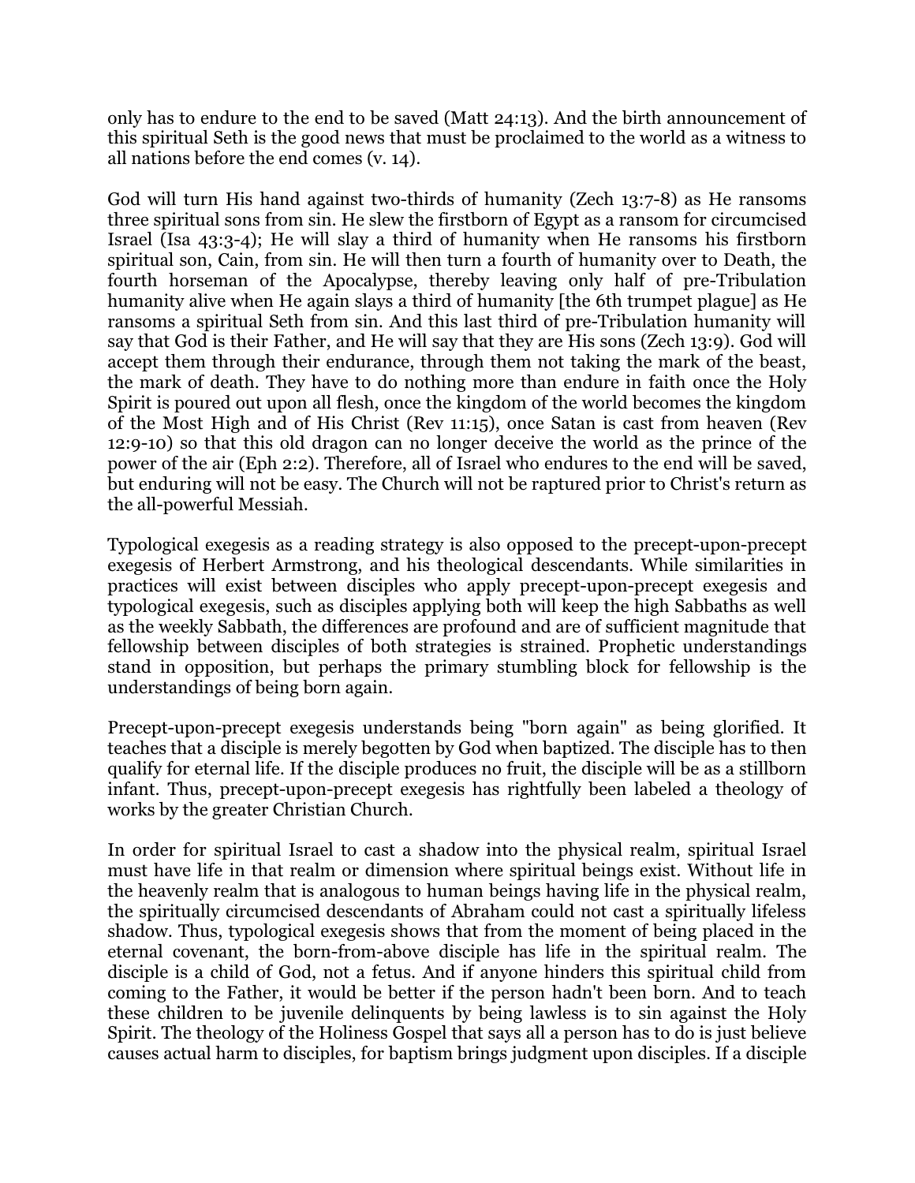only has to endure to the end to be saved (Matt 24:13). And the birth announcement of this spiritual Seth is the good news that must be proclaimed to the world as a witness to all nations before the end comes (v. 14).

God will turn His hand against two-thirds of humanity (Zech 13:7-8) as He ransoms three spiritual sons from sin. He slew the firstborn of Egypt as a ransom for circumcised Israel (Isa 43:3-4); He will slay a third of humanity when He ransoms his firstborn spiritual son, Cain, from sin. He will then turn a fourth of humanity over to Death, the fourth horseman of the Apocalypse, thereby leaving only half of pre-Tribulation humanity alive when He again slays a third of humanity [the 6th trumpet plague] as He ransoms a spiritual Seth from sin. And this last third of pre-Tribulation humanity will say that God is their Father, and He will say that they are His sons (Zech 13:9). God will accept them through their endurance, through them not taking the mark of the beast, the mark of death. They have to do nothing more than endure in faith once the Holy Spirit is poured out upon all flesh, once the kingdom of the world becomes the kingdom of the Most High and of His Christ (Rev 11:15), once Satan is cast from heaven (Rev 12:9-10) so that this old dragon can no longer deceive the world as the prince of the power of the air (Eph 2:2). Therefore, all of Israel who endures to the end will be saved, but enduring will not be easy. The Church will not be raptured prior to Christ's return as the all-powerful Messiah.

Typological exegesis as a reading strategy is also opposed to the precept-upon-precept exegesis of Herbert Armstrong, and his theological descendants. While similarities in practices will exist between disciples who apply precept-upon-precept exegesis and typological exegesis, such as disciples applying both will keep the high Sabbaths as well as the weekly Sabbath, the differences are profound and are of sufficient magnitude that fellowship between disciples of both strategies is strained. Prophetic understandings stand in opposition, but perhaps the primary stumbling block for fellowship is the understandings of being born again.

Precept-upon-precept exegesis understands being "born again" as being glorified. It teaches that a disciple is merely begotten by God when baptized. The disciple has to then qualify for eternal life. If the disciple produces no fruit, the disciple will be as a stillborn infant. Thus, precept-upon-precept exegesis has rightfully been labeled a theology of works by the greater Christian Church.

In order for spiritual Israel to cast a shadow into the physical realm, spiritual Israel must have life in that realm or dimension where spiritual beings exist. Without life in the heavenly realm that is analogous to human beings having life in the physical realm, the spiritually circumcised descendants of Abraham could not cast a spiritually lifeless shadow. Thus, typological exegesis shows that from the moment of being placed in the eternal covenant, the born-from-above disciple has life in the spiritual realm. The disciple is a child of God, not a fetus. And if anyone hinders this spiritual child from coming to the Father, it would be better if the person hadn't been born. And to teach these children to be juvenile delinquents by being lawless is to sin against the Holy Spirit. The theology of the Holiness Gospel that says all a person has to do is just believe causes actual harm to disciples, for baptism brings judgment upon disciples. If a disciple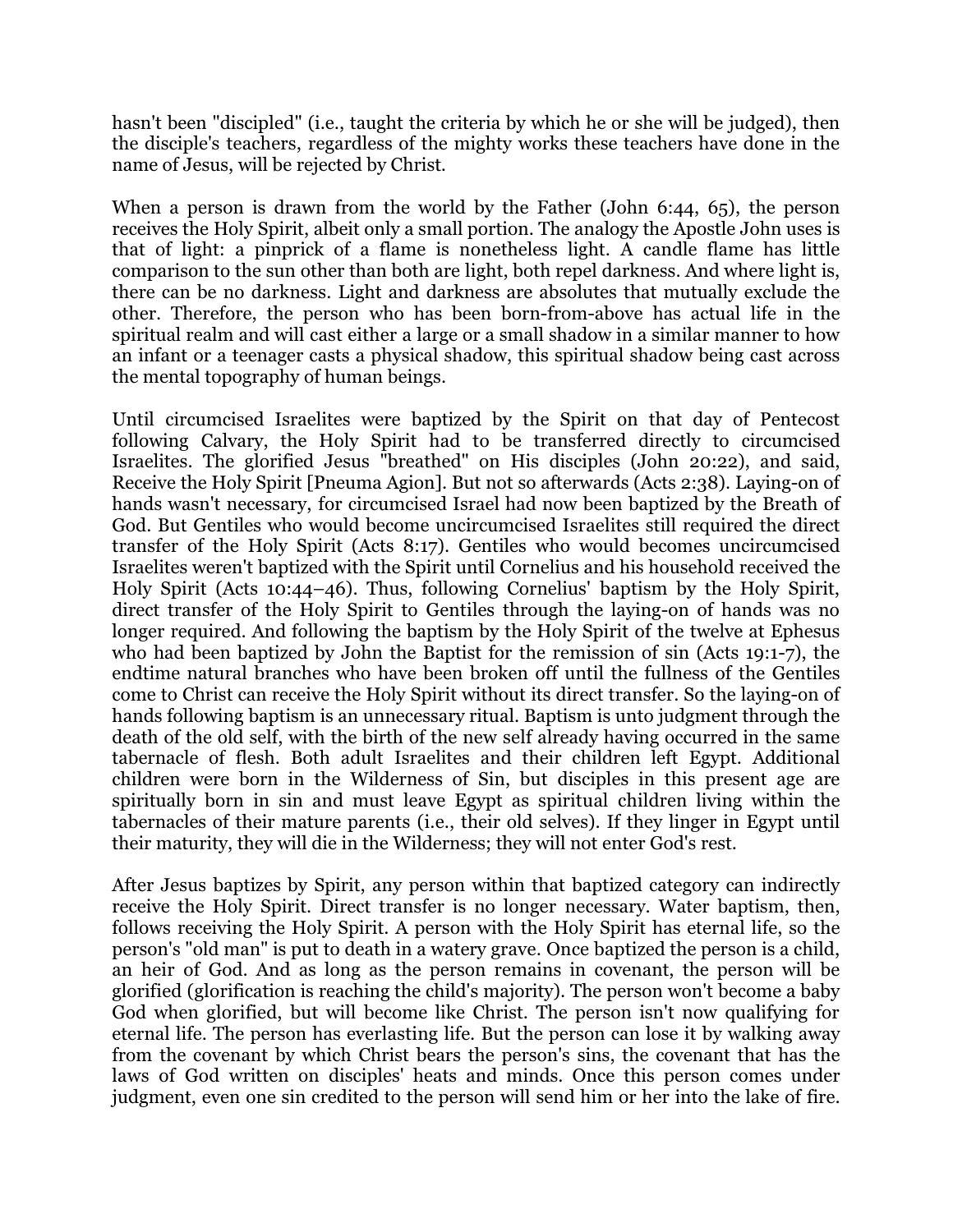hasn't been "discipled" (i.e., taught the criteria by which he or she will be judged), then the disciple's teachers, regardless of the mighty works these teachers have done in the name of Jesus, will be rejected by Christ.

When a person is drawn from the world by the Father (John 6:44, 65), the person receives the Holy Spirit, albeit only a small portion. The analogy the Apostle John uses is that of light: a pinprick of a flame is nonetheless light. A candle flame has little comparison to the sun other than both are light, both repel darkness. And where light is, there can be no darkness. Light and darkness are absolutes that mutually exclude the other. Therefore, the person who has been born-from-above has actual life in the spiritual realm and will cast either a large or a small shadow in a similar manner to how an infant or a teenager casts a physical shadow, this spiritual shadow being cast across the mental topography of human beings.

Until circumcised Israelites were baptized by the Spirit on that day of Pentecost following Calvary, the Holy Spirit had to be transferred directly to circumcised Israelites. The glorified Jesus "breathed" on His disciples (John 20:22), and said, Receive the Holy Spirit [Pneuma Agion]. But not so afterwards (Acts 2:38). Laying-on of hands wasn't necessary, for circumcised Israel had now been baptized by the Breath of God. But Gentiles who would become uncircumcised Israelites still required the direct transfer of the Holy Spirit (Acts 8:17). Gentiles who would becomes uncircumcised Israelites weren't baptized with the Spirit until Cornelius and his household received the Holy Spirit (Acts 10:44–46). Thus, following Cornelius' baptism by the Holy Spirit, direct transfer of the Holy Spirit to Gentiles through the laying-on of hands was no longer required. And following the baptism by the Holy Spirit of the twelve at Ephesus who had been baptized by John the Baptist for the remission of sin (Acts 19:1-7), the endtime natural branches who have been broken off until the fullness of the Gentiles come to Christ can receive the Holy Spirit without its direct transfer. So the laying-on of hands following baptism is an unnecessary ritual. Baptism is unto judgment through the death of the old self, with the birth of the new self already having occurred in the same tabernacle of flesh. Both adult Israelites and their children left Egypt. Additional children were born in the Wilderness of Sin, but disciples in this present age are spiritually born in sin and must leave Egypt as spiritual children living within the tabernacles of their mature parents (i.e., their old selves). If they linger in Egypt until their maturity, they will die in the Wilderness; they will not enter God's rest.

After Jesus baptizes by Spirit, any person within that baptized category can indirectly receive the Holy Spirit. Direct transfer is no longer necessary. Water baptism, then, follows receiving the Holy Spirit. A person with the Holy Spirit has eternal life, so the person's "old man" is put to death in a watery grave. Once baptized the person is a child, an heir of God. And as long as the person remains in covenant, the person will be glorified (glorification is reaching the child's majority). The person won't become a baby God when glorified, but will become like Christ. The person isn't now qualifying for eternal life. The person has everlasting life. But the person can lose it by walking away from the covenant by which Christ bears the person's sins, the covenant that has the laws of God written on disciples' heats and minds. Once this person comes under judgment, even one sin credited to the person will send him or her into the lake of fire.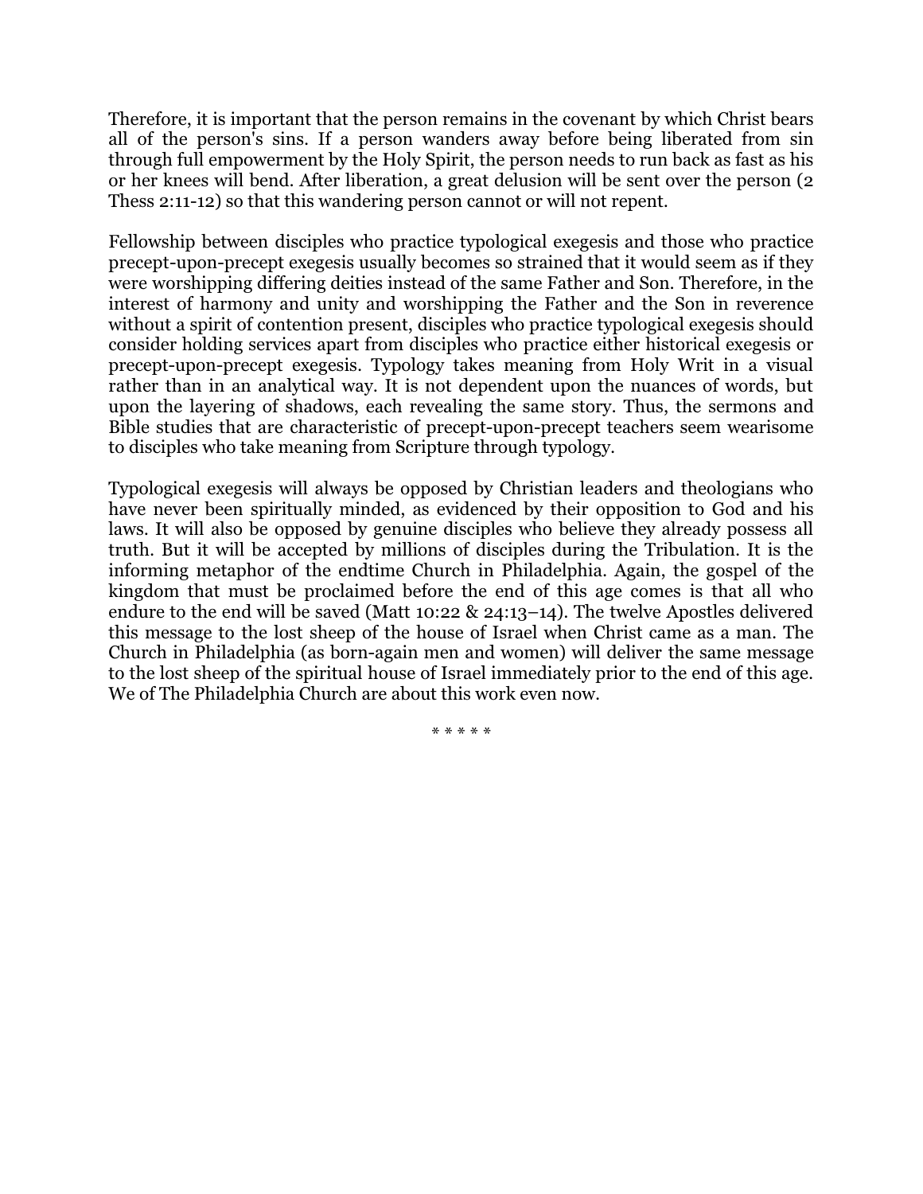Therefore, it is important that the person remains in the covenant by which Christ bears all of the person's sins. If a person wanders away before being liberated from sin through full empowerment by the Holy Spirit, the person needs to run back as fast as his or her knees will bend. After liberation, a great delusion will be sent over the person (2 Thess 2:11-12) so that this wandering person cannot or will not repent.

Fellowship between disciples who practice typological exegesis and those who practice precept-upon-precept exegesis usually becomes so strained that it would seem as if they were worshipping differing deities instead of the same Father and Son. Therefore, in the interest of harmony and unity and worshipping the Father and the Son in reverence without a spirit of contention present, disciples who practice typological exegesis should consider holding services apart from disciples who practice either historical exegesis or precept-upon-precept exegesis. Typology takes meaning from Holy Writ in a visual rather than in an analytical way. It is not dependent upon the nuances of words, but upon the layering of shadows, each revealing the same story. Thus, the sermons and Bible studies that are characteristic of precept-upon-precept teachers seem wearisome to disciples who take meaning from Scripture through typology.

Typological exegesis will always be opposed by Christian leaders and theologians who have never been spiritually minded, as evidenced by their opposition to God and his laws. It will also be opposed by genuine disciples who believe they already possess all truth. But it will be accepted by millions of disciples during the Tribulation. It is the informing metaphor of the endtime Church in Philadelphia. Again, the gospel of the kingdom that must be proclaimed before the end of this age comes is that all who endure to the end will be saved (Matt 10:22 & 24:13–14). The twelve Apostles delivered this message to the lost sheep of the house of Israel when Christ came as a man. The Church in Philadelphia (as born-again men and women) will deliver the same message to the lost sheep of the spiritual house of Israel immediately prior to the end of this age. We of The Philadelphia Church are about this work even now.

* * * * *